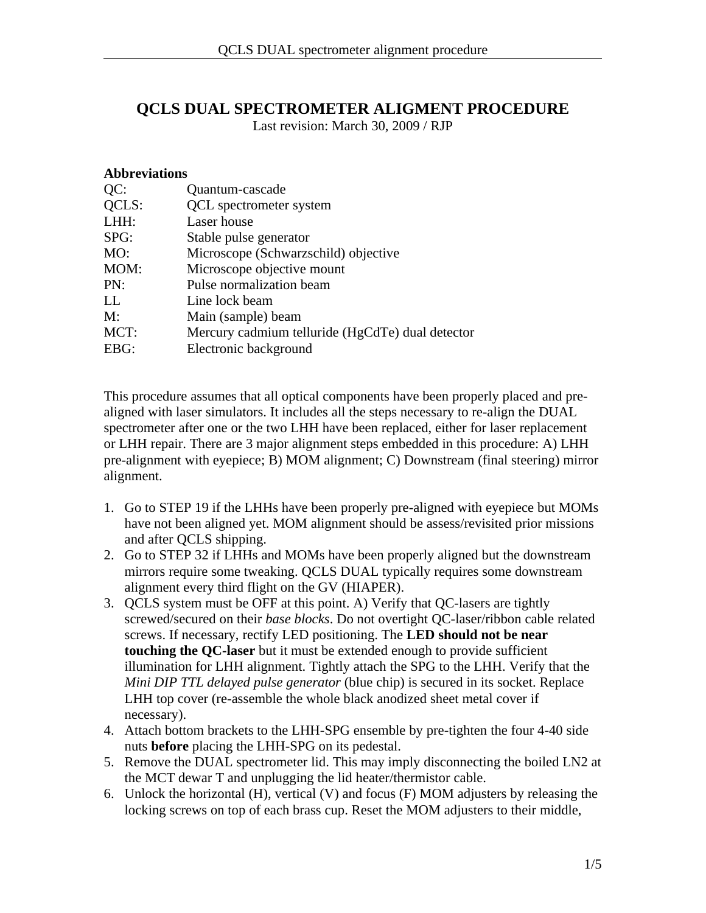# QCLS DUAL SPECTROMETER ALIGMENT PROCEDURE

Last revision: March 30, 2009 / RJP

**Abbreviations**

| | |
|---|---|
| QC: | Quantum-cascade |
| QCLS: | QCL spectrometer system |
| LHH: | Laser house |
| SPG: | Stable pulse generator |
| MO: | Microscope (Schwarzschild) objective |
| MOM: | Microscope objective mount |
| PN: | Pulse normalization beam |
| LL | Line lock beam |
| M: | Main (sample) beam |
| MCT: | Mercury cadmium telluride (HgCdTe) dual detector |
| EBG: | Electronic background |

This procedure assumes that all optical components have been properly placed and pre-aligned with laser simulators. It includes all the steps necessary to re-align the DUAL spectrometer after one or the two LHH have been replaced, either for laser replacement or LHH repair. There are 3 major alignment steps embedded in this procedure: A) LHH pre-alignment with eyepiece; B) MOM alignment; C) Downstream (final steering) mirror alignment.

1. Go to STEP 19 if the LHHs have been properly pre-aligned with eyepiece but MOMs have not been aligned yet. MOM alignment should be assess/revisited prior missions and after QCLS shipping.
2. Go to STEP 32 if LHHs and MOMs have been properly aligned but the downstream mirrors require some tweaking. QCLS DUAL typically requires some downstream alignment every third flight on the GV (HIAPER).
3. QCLS system must be OFF at this point. A) Verify that QC-lasers are tightly screwed/secured on their *base blocks*. Do not overtight QC-laser/ribbon cable related screws. If necessary, rectify LED positioning. The **LED should not be near touching the QC-laser** but it must be extended enough to provide sufficient illumination for LHH alignment. Tightly attach the SPG to the LHH. Verify that the *Mini DIP TTL delayed pulse generator* (blue chip) is secured in its socket. Replace LHH top cover (re-assemble the whole black anodized sheet metal cover if necessary).
4. Attach bottom brackets to the LHH-SPG ensemble by pre-tighten the four 4-40 side nuts **before** placing the LHH-SPG on its pedestal.
5. Remove the DUAL spectrometer lid. This may imply disconnecting the boiled LN2 at the MCT dewar T and unplugging the lid heater/thermistor cable.
6. Unlock the horizontal (H), vertical (V) and focus (F) MOM adjusters by releasing the locking screws on top of each brass cup. Reset the MOM adjusters to their middle,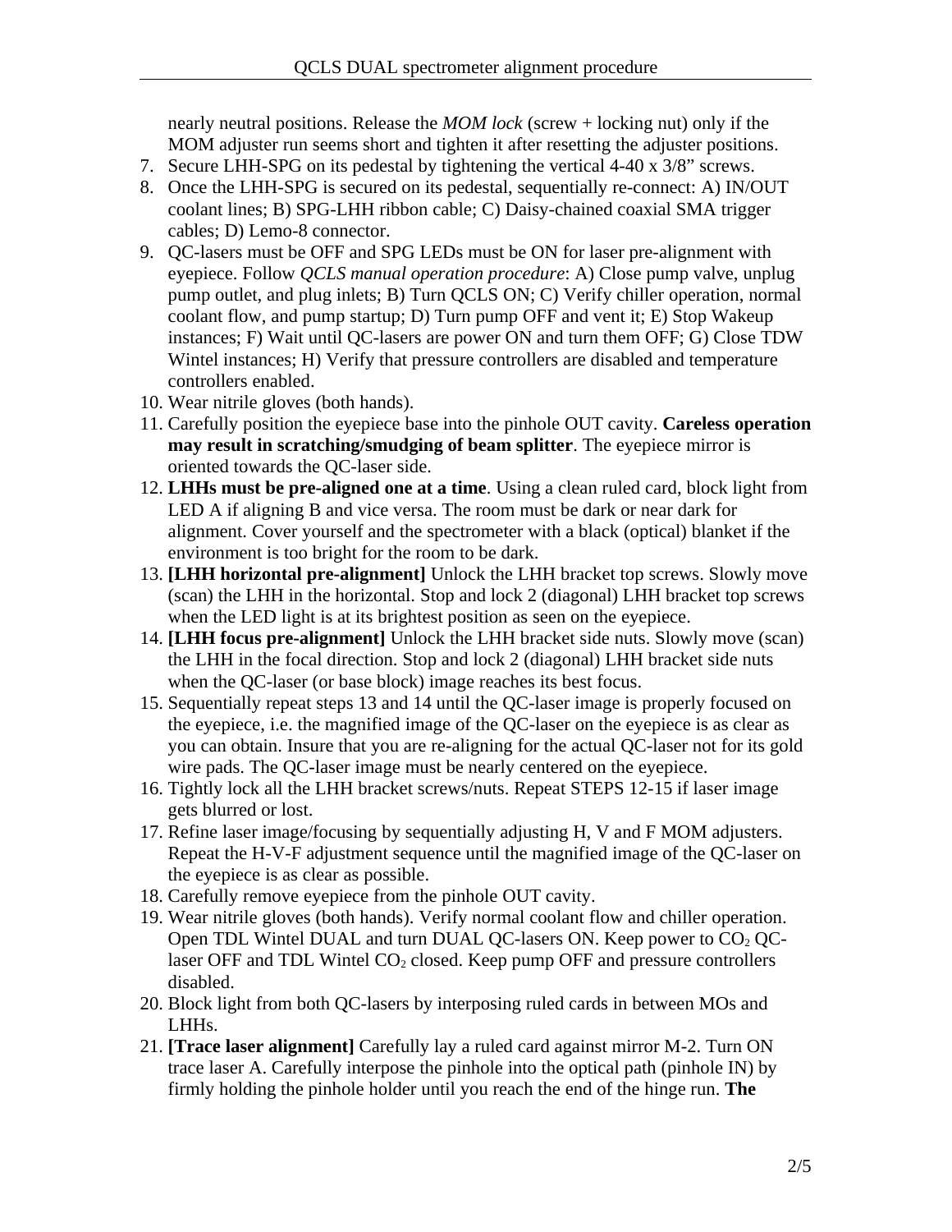nearly neutral positions. Release the *MOM lock* (screw + locking nut) only if the MOM adjuster run seems short and tighten it after resetting the adjuster positions.

7. Secure LHH-SPG on its pedestal by tightening the vertical 4-40 x 3/8" screws.
8. Once the LHH-SPG is secured on its pedestal, sequentially re-connect: A) IN/OUT coolant lines; B) SPG-LHH ribbon cable; C) Daisy-chained coaxial SMA trigger cables; D) Lemo-8 connector.
9. QC-lasers must be OFF and SPG LEDs must be ON for laser pre-alignment with eyepiece. Follow *QCLS manual operation procedure*: A) Close pump valve, unplug pump outlet, and plug inlets; B) Turn QCLS ON; C) Verify chiller operation, normal coolant flow, and pump startup; D) Turn pump OFF and vent it; E) Stop Wakeup instances; F) Wait until QC-lasers are power ON and turn them OFF; G) Close TDW Wintel instances; H) Verify that pressure controllers are disabled and temperature controllers enabled.
10. Wear nitrile gloves (both hands).
11. Carefully position the eyepiece base into the pinhole OUT cavity. **Careless operation may result in scratching/smudging of beam splitter**. The eyepiece mirror is oriented towards the QC-laser side.
12. **LHHs must be pre-aligned one at a time**. Using a clean ruled card, block light from LED A if aligning B and vice versa. The room must be dark or near dark for alignment. Cover yourself and the spectrometer with a black (optical) blanket if the environment is too bright for the room to be dark.
13. **[LHH horizontal pre-alignment]** Unlock the LHH bracket top screws. Slowly move (scan) the LHH in the horizontal. Stop and lock 2 (diagonal) LHH bracket top screws when the LED light is at its brightest position as seen on the eyepiece.
14. **[LHH focus pre-alignment]** Unlock the LHH bracket side nuts. Slowly move (scan) the LHH in the focal direction. Stop and lock 2 (diagonal) LHH bracket side nuts when the QC-laser (or base block) image reaches its best focus.
15. Sequentially repeat steps 13 and 14 until the QC-laser image is properly focused on the eyepiece, i.e. the magnified image of the QC-laser on the eyepiece is as clear as you can obtain. Insure that you are re-aligning for the actual QC-laser not for its gold wire pads. The QC-laser image must be nearly centered on the eyepiece.
16. Tightly lock all the LHH bracket screws/nuts. Repeat STEPS 12-15 if laser image gets blurred or lost.
17. Refine laser image/focusing by sequentially adjusting H, V and F MOM adjusters. Repeat the H-V-F adjustment sequence until the magnified image of the QC-laser on the eyepiece is as clear as possible.
18. Carefully remove eyepiece from the pinhole OUT cavity.
19. Wear nitrile gloves (both hands). Verify normal coolant flow and chiller operation. Open TDL Wintel DUAL and turn DUAL QC-lasers ON. Keep power to $CO_2$ QC-laser OFF and TDL Wintel $CO_2$ closed. Keep pump OFF and pressure controllers disabled.
20. Block light from both QC-lasers by interposing ruled cards in between MOs and LHHs.
21. **[Trace laser alignment]** Carefully lay a ruled card against mirror M-2. Turn ON trace laser A. Carefully interpose the pinhole into the optical path (pinhole IN) by firmly holding the pinhole holder until you reach the end of the hinge run. **The**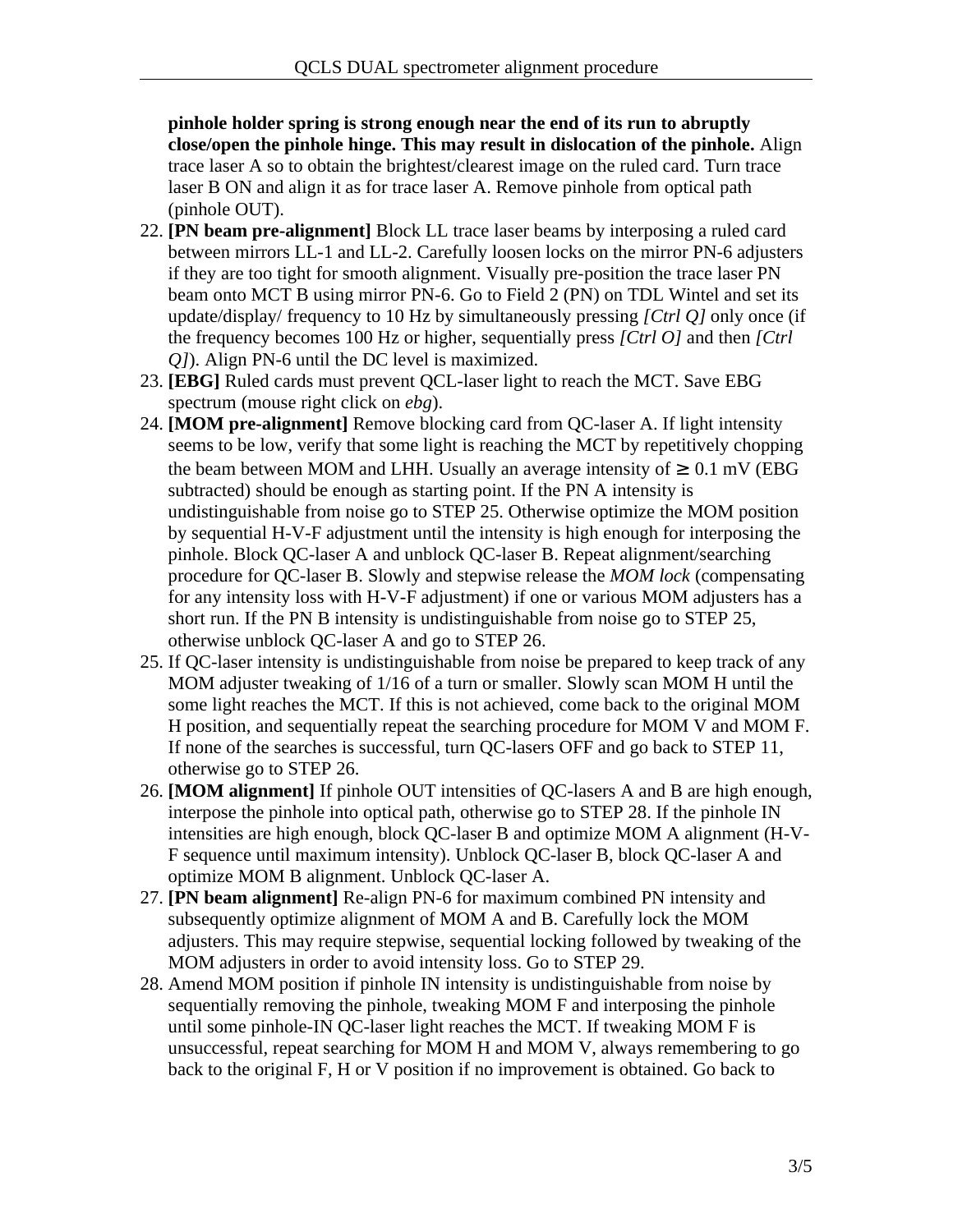**pinhole holder spring is strong enough near the end of its run to abruptly close/open the pinhole hinge. This may result in dislocation of the pinhole.** Align trace laser A so to obtain the brightest/clearest image on the ruled card. Turn trace laser B ON and align it as for trace laser A. Remove pinhole from optical path (pinhole OUT).

22. **[PN beam pre-alignment]** Block LL trace laser beams by interposing a ruled card between mirrors LL-1 and LL-2. Carefully loosen locks on the mirror PN-6 adjusters if they are too tight for smooth alignment. Visually pre-position the trace laser PN beam onto MCT B using mirror PN-6. Go to Field 2 (PN) on TDL Wintel and set its update/display/ frequency to 10 Hz by simultaneously pressing *[Ctrl Q]* only once (if the frequency becomes 100 Hz or higher, sequentially press *[Ctrl O]* and then *[Ctrl Q]*). Align PN-6 until the DC level is maximized.
23. **[EBG]** Ruled cards must prevent QCL-laser light to reach the MCT. Save EBG spectrum (mouse right click on *ebg*).
24. **[MOM pre-alignment]** Remove blocking card from QC-laser A. If light intensity seems to be low, verify that some light is reaching the MCT by repetitively chopping the beam between MOM and LHH. Usually an average intensity of $\geq 0.1$ mV (EBG subtracted) should be enough as starting point. If the PN A intensity is undistinguishable from noise go to STEP 25. Otherwise optimize the MOM position by sequential H-V-F adjustment until the intensity is high enough for interposing the pinhole. Block QC-laser A and unblock QC-laser B. Repeat alignment/searching procedure for QC-laser B. Slowly and stepwise release the *MOM lock* (compensating for any intensity loss with H-V-F adjustment) if one or various MOM adjusters has a short run. If the PN B intensity is undistinguishable from noise go to STEP 25, otherwise unblock QC-laser A and go to STEP 26.
25. If QC-laser intensity is undistinguishable from noise be prepared to keep track of any MOM adjuster tweaking of 1/16 of a turn or smaller. Slowly scan MOM H until the some light reaches the MCT. If this is not achieved, come back to the original MOM H position, and sequentially repeat the searching procedure for MOM V and MOM F. If none of the searches is successful, turn QC-lasers OFF and go back to STEP 11, otherwise go to STEP 26.
26. **[MOM alignment]** If pinhole OUT intensities of QC-lasers A and B are high enough, interpose the pinhole into optical path, otherwise go to STEP 28. If the pinhole IN intensities are high enough, block QC-laser B and optimize MOM A alignment (H-V-F sequence until maximum intensity). Unblock QC-laser B, block QC-laser A and optimize MOM B alignment. Unblock QC-laser A.
27. **[PN beam alignment]** Re-align PN-6 for maximum combined PN intensity and subsequently optimize alignment of MOM A and B. Carefully lock the MOM adjusters. This may require stepwise, sequential locking followed by tweaking of the MOM adjusters in order to avoid intensity loss. Go to STEP 29.
28. Amend MOM position if pinhole IN intensity is undistinguishable from noise by sequentially removing the pinhole, tweaking MOM F and interposing the pinhole until some pinhole-IN QC-laser light reaches the MCT. If tweaking MOM F is unsuccessful, repeat searching for MOM H and MOM V, always remembering to go back to the original F, H or V position if no improvement is obtained. Go back to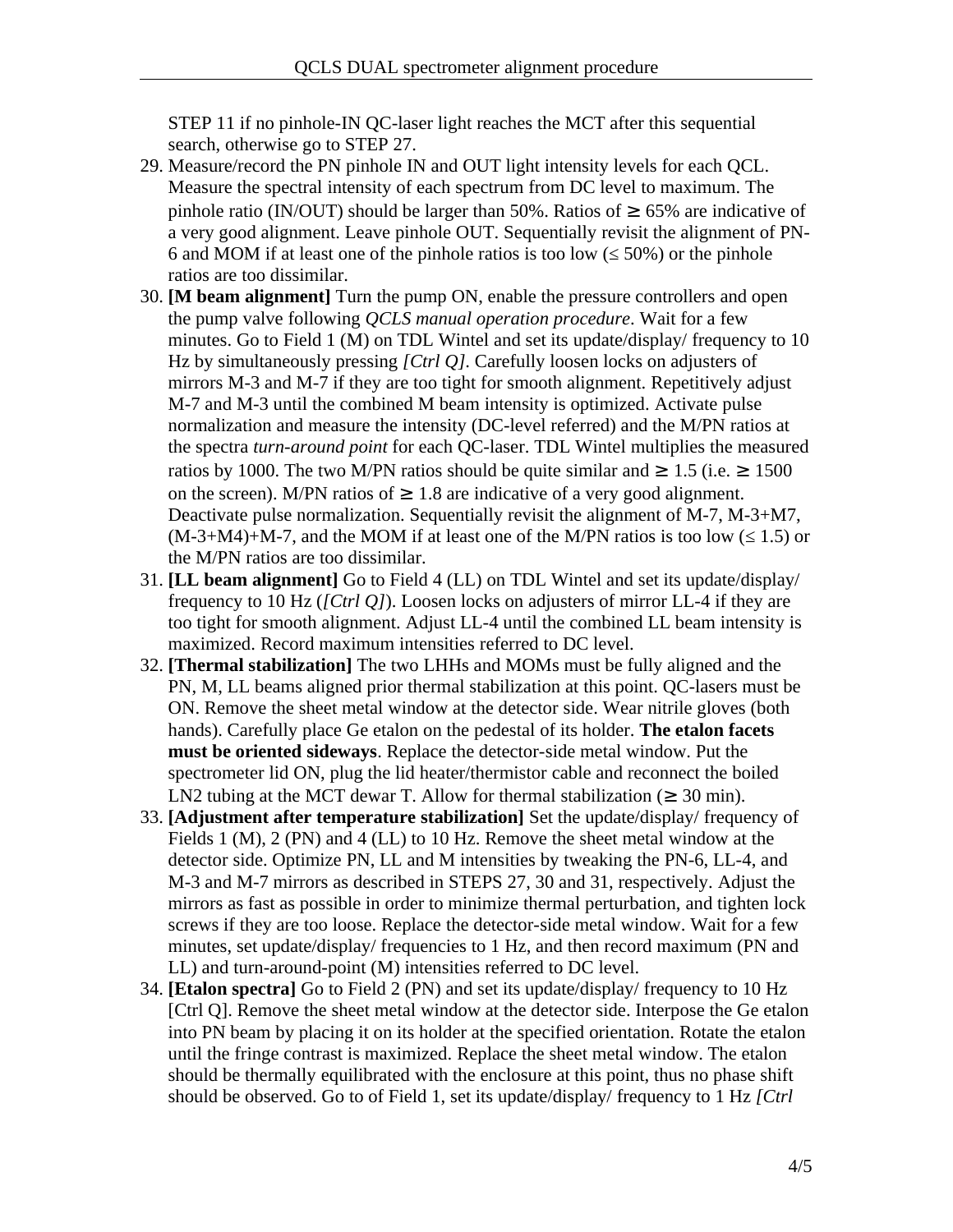STEP 11 if no pinhole-IN QC-laser light reaches the MCT after this sequential search, otherwise go to STEP 27.

29. Measure/record the PN pinhole IN and OUT light intensity levels for each QCL. Measure the spectral intensity of each spectrum from DC level to maximum. The pinhole ratio (IN/OUT) should be larger than 50%. Ratios of $\geq$ 65% are indicative of a very good alignment. Leave pinhole OUT. Sequentially revisit the alignment of PN-6 and MOM if at least one of the pinhole ratios is too low ($\leq$ 50%) or the pinhole ratios are too dissimilar.
30. **[M beam alignment]** Turn the pump ON, enable the pressure controllers and open the pump valve following *QCLS manual operation procedure*. Wait for a few minutes. Go to Field 1 (M) on TDL Wintel and set its update/display/ frequency to 10 Hz by simultaneously pressing *[Ctrl Q]*. Carefully loosen locks on adjusters of mirrors M-3 and M-7 if they are too tight for smooth alignment. Repetitively adjust M-7 and M-3 until the combined M beam intensity is optimized. Activate pulse normalization and measure the intensity (DC-level referred) and the M/PN ratios at the spectra *turn-around point* for each QC-laser. TDL Wintel multiplies the measured ratios by 1000. The two M/PN ratios should be quite similar and $\geq$ 1.5 (i.e. $\geq$ 1500 on the screen). M/PN ratios of $\geq$ 1.8 are indicative of a very good alignment. Deactivate pulse normalization. Sequentially revisit the alignment of M-7, M-3+M7, (M-3+M4)+M-7, and the MOM if at least one of the M/PN ratios is too low ($\leq$ 1.5) or the M/PN ratios are too dissimilar.
31. **[LL beam alignment]** Go to Field 4 (LL) on TDL Wintel and set its update/display/ frequency to 10 Hz (*[Ctrl Q]*). Loosen locks on adjusters of mirror LL-4 if they are too tight for smooth alignment. Adjust LL-4 until the combined LL beam intensity is maximized. Record maximum intensities referred to DC level.
32. **[Thermal stabilization]** The two LHHs and MOMs must be fully aligned and the PN, M, LL beams aligned prior thermal stabilization at this point. QC-lasers must be ON. Remove the sheet metal window at the detector side. Wear nitrile gloves (both hands). Carefully place Ge etalon on the pedestal of its holder. **The etalon facets must be oriented sideways**. Replace the detector-side metal window. Put the spectrometer lid ON, plug the lid heater/thermistor cable and reconnect the boiled LN2 tubing at the MCT dewar T. Allow for thermal stabilization ($\geq$ 30 min).
33. **[Adjustment after temperature stabilization]** Set the update/display/ frequency of Fields 1 (M), 2 (PN) and 4 (LL) to 10 Hz. Remove the sheet metal window at the detector side. Optimize PN, LL and M intensities by tweaking the PN-6, LL-4, and M-3 and M-7 mirrors as described in STEPS 27, 30 and 31, respectively. Adjust the mirrors as fast as possible in order to minimize thermal perturbation, and tighten lock screws if they are too loose. Replace the detector-side metal window. Wait for a few minutes, set update/display/ frequencies to 1 Hz, and then record maximum (PN and LL) and turn-around-point (M) intensities referred to DC level.
34. **[Etalon spectra]** Go to Field 2 (PN) and set its update/display/ frequency to 10 Hz [Ctrl Q]. Remove the sheet metal window at the detector side. Interpose the Ge etalon into PN beam by placing it on its holder at the specified orientation. Rotate the etalon until the fringe contrast is maximized. Replace the sheet metal window. The etalon should be thermally equilibrated with the enclosure at this point, thus no phase shift should be observed. Go to of Field 1, set its update/display/ frequency to 1 Hz *[Ctrl*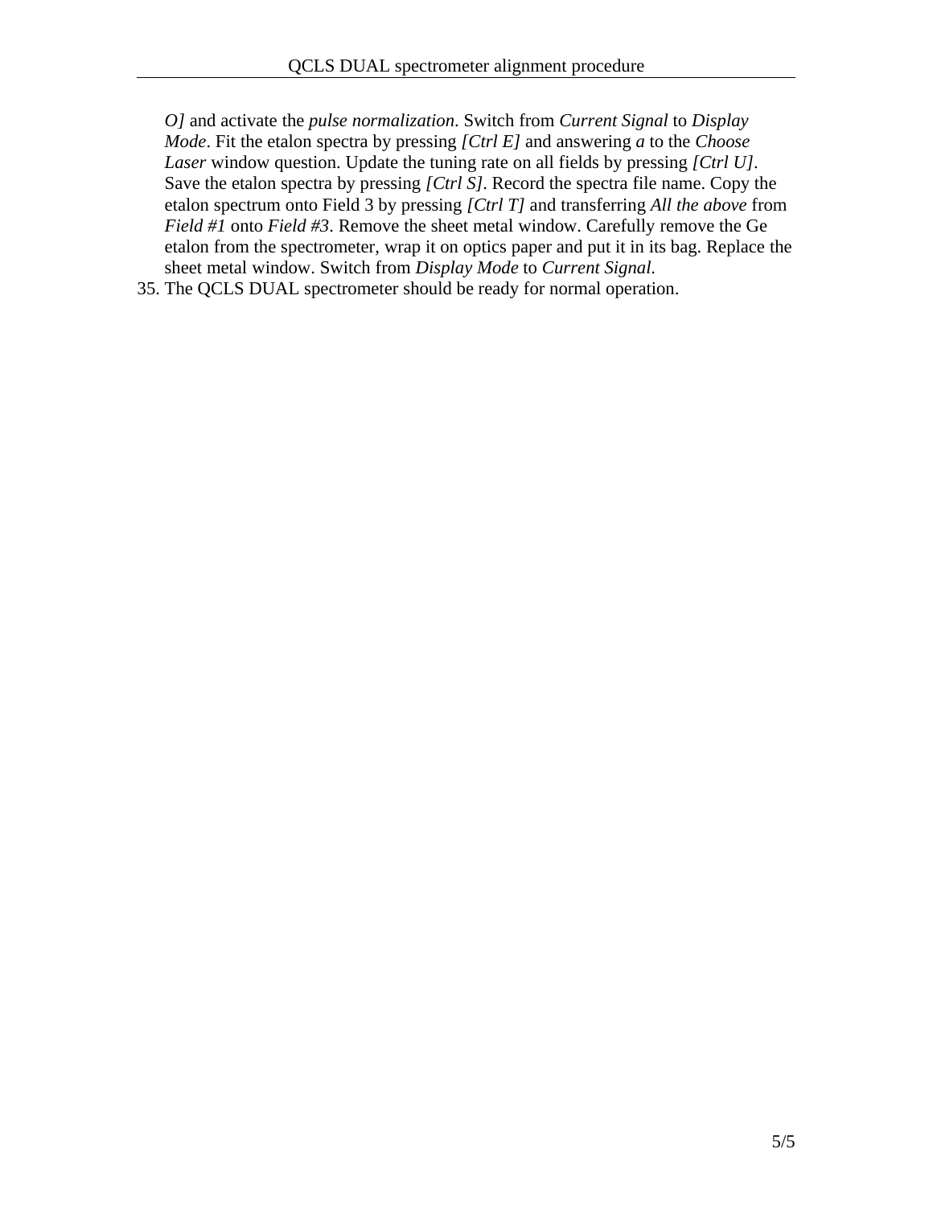*O]* and activate the *pulse normalization*. Switch from *Current Signal* to *Display Mode*. Fit the etalon spectra by pressing *[Ctrl E]* and answering *a* to the *Choose Laser* window question. Update the tuning rate on all fields by pressing *[Ctrl U]*. Save the etalon spectra by pressing *[Ctrl S]*. Record the spectra file name. Copy the etalon spectrum onto Field 3 by pressing *[Ctrl T]* and transferring *All the above* from *Field #1* onto *Field #3*. Remove the sheet metal window. Carefully remove the Ge etalon from the spectrometer, wrap it on optics paper and put it in its bag. Replace the sheet metal window. Switch from *Display Mode* to *Current Signal*.

35. The QCLS DUAL spectrometer should be ready for normal operation.